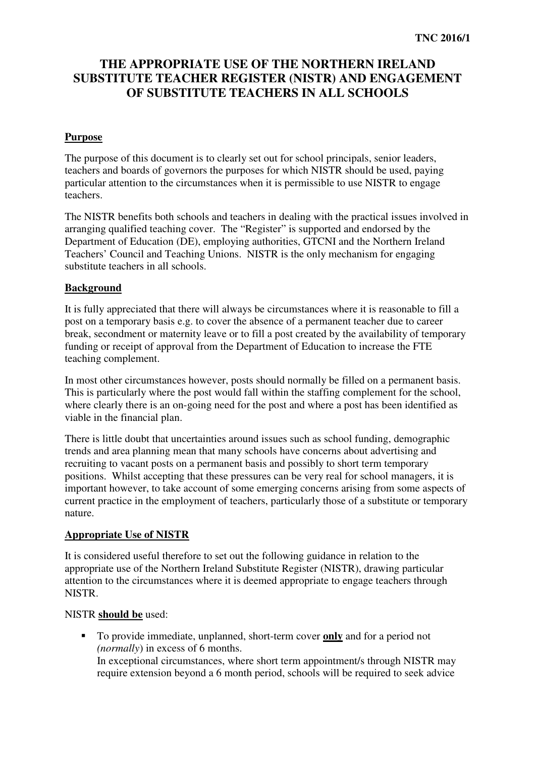TNC 2016/1

# THE APPROPRIATE USE OF THE NORTHERN IRELAND SUBSTITUTE TEACHER REGISTER (NISTR) AND ENGAGEMENT OF SUBSTITUTE TEACHERS IN ALL SCHOOLS

## Purpose

The purpose of this document is to clearly set out for school principals, senior leaders, teachers and boards of governors the purposes for which NISTR should be used, paying particular attention to the circumstances when it is permissible to use NISTR to engage teachers.

The NISTR benefits both schools and teachers in dealing with the practical issues involved in arranging qualified teaching cover. The "Register" is supported and endorsed by the Department of Education (DE), employing authorities, GTCNI and the Northern Ireland Teachers' Council and Teaching Unions. NISTR is the only mechanism for engaging substitute teachers in all schools.

## Background

It is fully appreciated that there will always be circumstances where it is reasonable to fill a post on a temporary basis e.g. to cover the absence of a permanent teacher due to career break, secondment or maternity leave or to fill a post created by the availability of temporary funding or receipt of approval from the Department of Education to increase the FTE teaching complement.

In most other circumstances however, posts should normally be filled on a permanent basis. This is particularly where the post would fall within the staffing complement for the school, where clearly there is an on-going need for the post and where a post has been identified as viable in the financial plan.

There is little doubt that uncertainties around issues such as school funding, demographic trends and area planning mean that many schools have concerns about advertising and recruiting to vacant posts on a permanent basis and possibly to short term temporary positions. Whilst accepting that these pressures can be very real for school managers, it is important however, to take account of some emerging concerns arising from some aspects of current practice in the employment of teachers, particularly those of a substitute or temporary nature.

## Appropriate Use of NISTR

It is considered useful therefore to set out the following guidance in relation to the appropriate use of the Northern Ireland Substitute Register (NISTR), drawing particular attention to the circumstances where it is deemed appropriate to engage teachers through NISTR.

NISTR **should be** used:

- To provide immediate, unplanned, short-term cover **only** and for a period not *(normally)* in excess of 6 months.
  In exceptional circumstances, where short term appointment/s through NISTR may require extension beyond a 6 month period, schools will be required to seek advice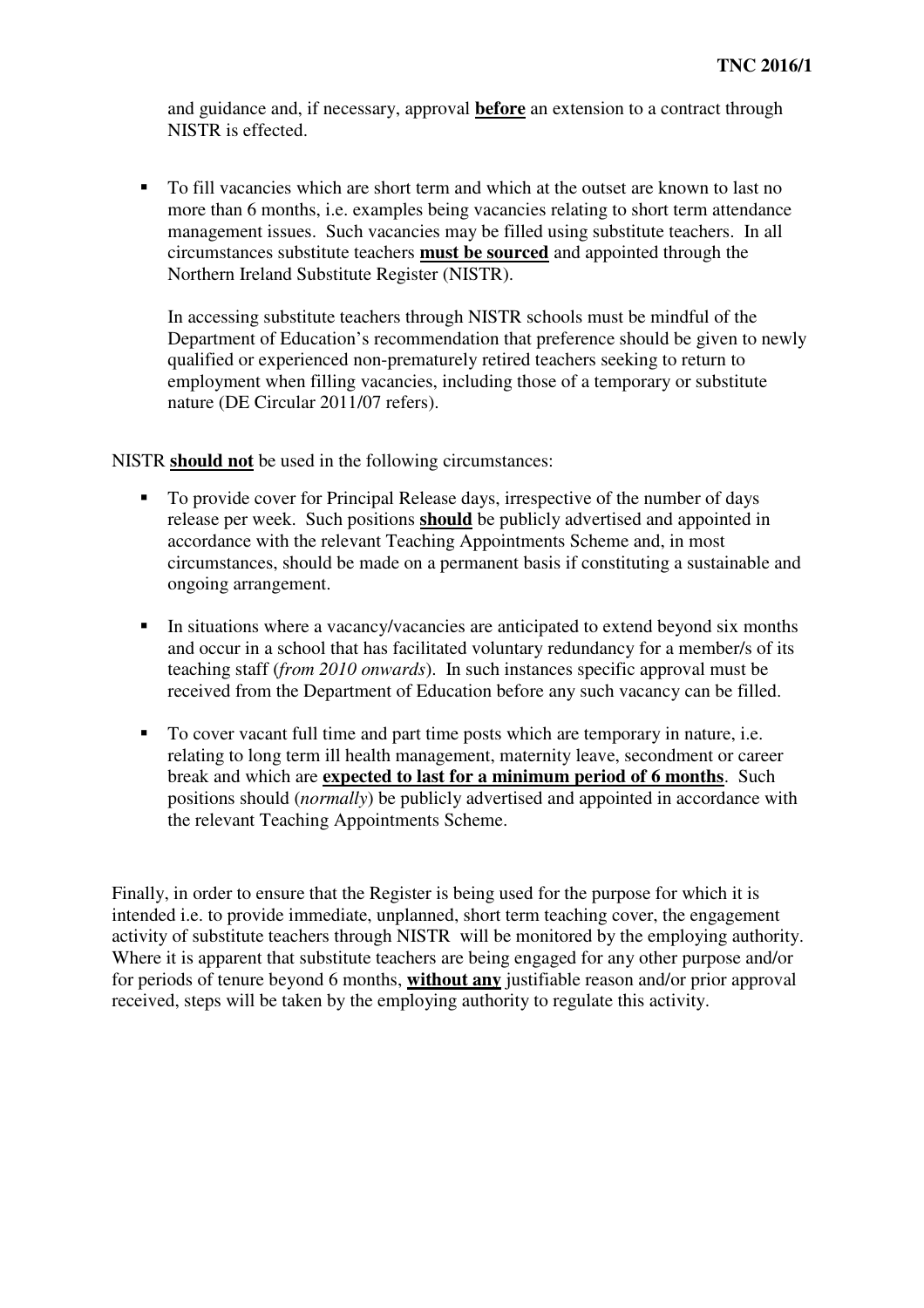and guidance and, if necessary, approval **before** an extension to a contract through NISTR is effected.

- To fill vacancies which are short term and which at the outset are known to last no more than 6 months, i.e. examples being vacancies relating to short term attendance management issues. Such vacancies may be filled using substitute teachers. In all circumstances substitute teachers **must be sourced** and appointed through the Northern Ireland Substitute Register (NISTR).

  In accessing substitute teachers through NISTR schools must be mindful of the Department of Education's recommendation that preference should be given to newly qualified or experienced non-prematurely retired teachers seeking to return to employment when filling vacancies, including those of a temporary or substitute nature (DE Circular 2011/07 refers).

NISTR **should not** be used in the following circumstances:

- To provide cover for Principal Release days, irrespective of the number of days release per week. Such positions **should** be publicly advertised and appointed in accordance with the relevant Teaching Appointments Scheme and, in most circumstances, should be made on a permanent basis if constituting a sustainable and ongoing arrangement.

- In situations where a vacancy/vacancies are anticipated to extend beyond six months and occur in a school that has facilitated voluntary redundancy for a member/s of its teaching staff (*from 2010 onwards*). In such instances specific approval must be received from the Department of Education before any such vacancy can be filled.

- To cover vacant full time and part time posts which are temporary in nature, i.e. relating to long term ill health management, maternity leave, secondment or career break and which are **expected to last for a minimum period of 6 months**. Such positions should (*normally*) be publicly advertised and appointed in accordance with the relevant Teaching Appointments Scheme.

Finally, in order to ensure that the Register is being used for the purpose for which it is intended i.e. to provide immediate, unplanned, short term teaching cover, the engagement activity of substitute teachers through NISTR will be monitored by the employing authority. Where it is apparent that substitute teachers are being engaged for any other purpose and/or for periods of tenure beyond 6 months, **without any** justifiable reason and/or prior approval received, steps will be taken by the employing authority to regulate this activity.